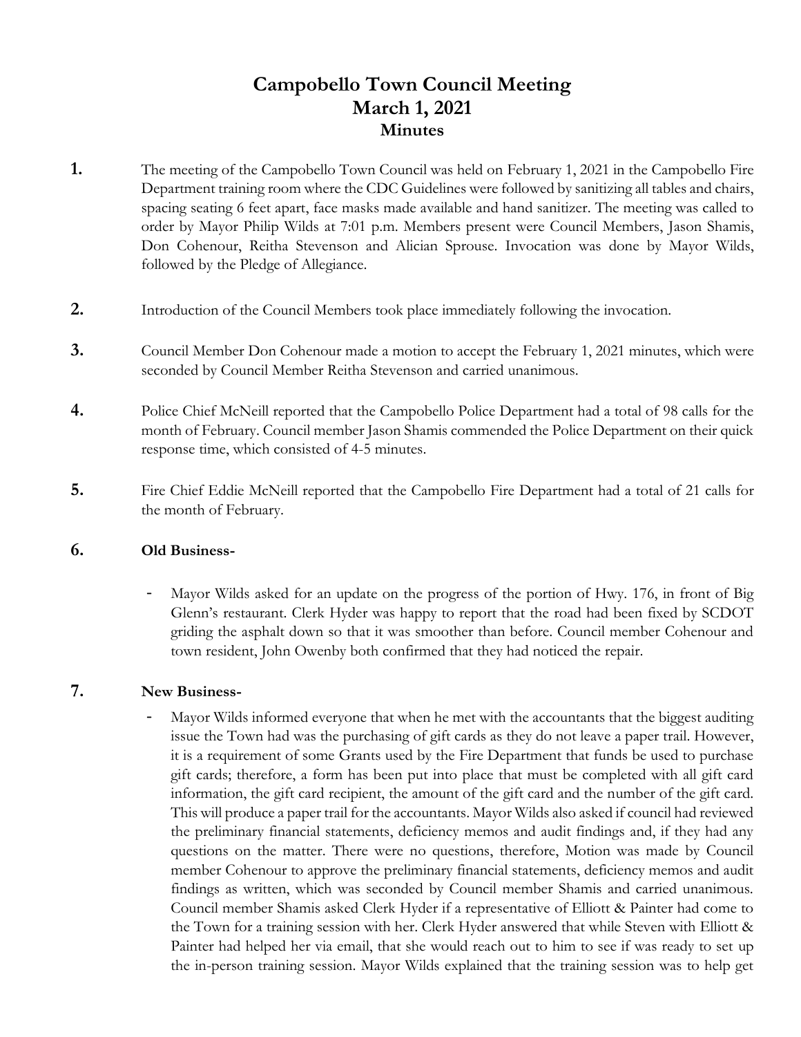# Campobello Town Council Meeting
# March 1, 2021
## Minutes

**1.** The meeting of the Campobello Town Council was held on February 1, 2021 in the Campobello Fire Department training room where the CDC Guidelines were followed by sanitizing all tables and chairs, spacing seating 6 feet apart, face masks made available and hand sanitizer. The meeting was called to order by Mayor Philip Wilds at 7:01 p.m. Members present were Council Members, Jason Shamis, Don Cohenour, Reitha Stevenson and Alician Sprouse. Invocation was done by Mayor Wilds, followed by the Pledge of Allegiance.

**2.** Introduction of the Council Members took place immediately following the invocation.

**3.** Council Member Don Cohenour made a motion to accept the February 1, 2021 minutes, which were seconded by Council Member Reitha Stevenson and carried unanimous.

**4.** Police Chief McNeill reported that the Campobello Police Department had a total of 98 calls for the month of February. Council member Jason Shamis commended the Police Department on their quick response time, which consisted of 4-5 minutes.

**5.** Fire Chief Eddie McNeill reported that the Campobello Fire Department had a total of 21 calls for the month of February.

**6.** **Old Business-**

- Mayor Wilds asked for an update on the progress of the portion of Hwy. 176, in front of Big Glenn's restaurant. Clerk Hyder was happy to report that the road had been fixed by SCDOT griding the asphalt down so that it was smoother than before. Council member Cohenour and town resident, John Owenby both confirmed that they had noticed the repair.

**7.** **New Business-**

- Mayor Wilds informed everyone that when he met with the accountants that the biggest auditing issue the Town had was the purchasing of gift cards as they do not leave a paper trail. However, it is a requirement of some Grants used by the Fire Department that funds be used to purchase gift cards; therefore, a form has been put into place that must be completed with all gift card information, the gift card recipient, the amount of the gift card and the number of the gift card. This will produce a paper trail for the accountants. Mayor Wilds also asked if council had reviewed the preliminary financial statements, deficiency memos and audit findings and, if they had any questions on the matter. There were no questions, therefore, Motion was made by Council member Cohenour to approve the preliminary financial statements, deficiency memos and audit findings as written, which was seconded by Council member Shamis and carried unanimous. Council member Shamis asked Clerk Hyder if a representative of Elliott & Painter had come to the Town for a training session with her. Clerk Hyder answered that while Steven with Elliott & Painter had helped her via email, that she would reach out to him to see if was ready to set up the in-person training session. Mayor Wilds explained that the training session was to help get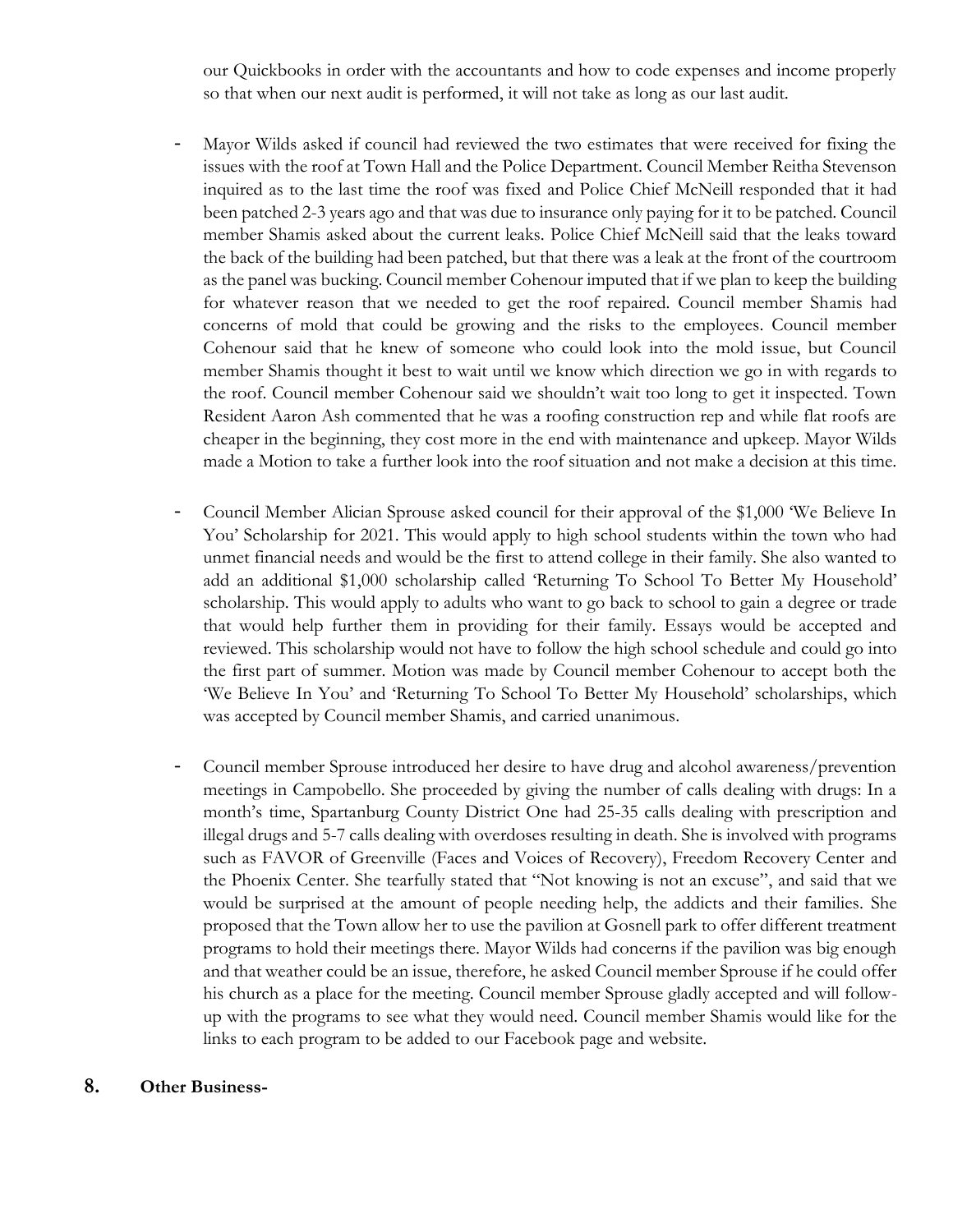our Quickbooks in order with the accountants and how to code expenses and income properly so that when our next audit is performed, it will not take as long as our last audit.

- Mayor Wilds asked if council had reviewed the two estimates that were received for fixing the issues with the roof at Town Hall and the Police Department. Council Member Reitha Stevenson inquired as to the last time the roof was fixed and Police Chief McNeill responded that it had been patched 2-3 years ago and that was due to insurance only paying for it to be patched. Council member Shamis asked about the current leaks. Police Chief McNeill said that the leaks toward the back of the building had been patched, but that there was a leak at the front of the courtroom as the panel was bucking. Council member Cohenour imputed that if we plan to keep the building for whatever reason that we needed to get the roof repaired. Council member Shamis had concerns of mold that could be growing and the risks to the employees. Council member Cohenour said that he knew of someone who could look into the mold issue, but Council member Shamis thought it best to wait until we know which direction we go in with regards to the roof. Council member Cohenour said we shouldn't wait too long to get it inspected. Town Resident Aaron Ash commented that he was a roofing construction rep and while flat roofs are cheaper in the beginning, they cost more in the end with maintenance and upkeep. Mayor Wilds made a Motion to take a further look into the roof situation and not make a decision at this time.

- Council Member Alician Sprouse asked council for their approval of the $1,000 'We Believe In You' Scholarship for 2021. This would apply to high school students within the town who had unmet financial needs and would be the first to attend college in their family. She also wanted to add an additional $1,000 scholarship called 'Returning To School To Better My Household' scholarship. This would apply to adults who want to go back to school to gain a degree or trade that would help further them in providing for their family. Essays would be accepted and reviewed. This scholarship would not have to follow the high school schedule and could go into the first part of summer. Motion was made by Council member Cohenour to accept both the 'We Believe In You' and 'Returning To School To Better My Household' scholarships, which was accepted by Council member Shamis, and carried unanimous.

- Council member Sprouse introduced her desire to have drug and alcohol awareness/prevention meetings in Campobello. She proceeded by giving the number of calls dealing with drugs: In a month's time, Spartanburg County District One had 25-35 calls dealing with prescription and illegal drugs and 5-7 calls dealing with overdoses resulting in death. She is involved with programs such as FAVOR of Greenville (Faces and Voices of Recovery), Freedom Recovery Center and the Phoenix Center. She tearfully stated that "Not knowing is not an excuse", and said that we would be surprised at the amount of people needing help, the addicts and their families. She proposed that the Town allow her to use the pavilion at Gosnell park to offer different treatment programs to hold their meetings there. Mayor Wilds had concerns if the pavilion was big enough and that weather could be an issue, therefore, he asked Council member Sprouse if he could offer his church as a place for the meeting. Council member Sprouse gladly accepted and will follow-up with the programs to see what they would need. Council member Shamis would like for the links to each program to be added to our Facebook page and website.

## 8. **Other Business-**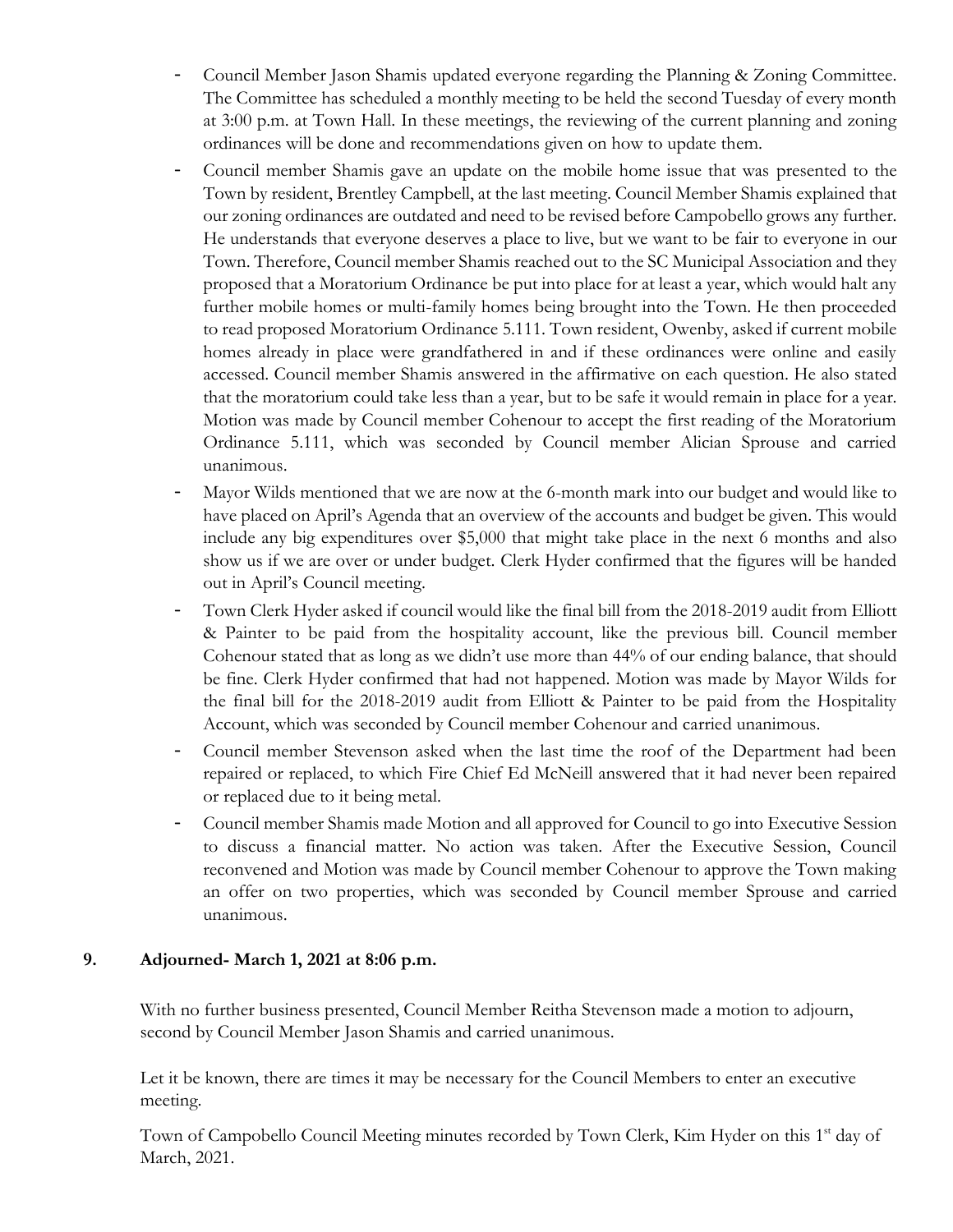- Council Member Jason Shamis updated everyone regarding the Planning & Zoning Committee. The Committee has scheduled a monthly meeting to be held the second Tuesday of every month at 3:00 p.m. at Town Hall. In these meetings, the reviewing of the current planning and zoning ordinances will be done and recommendations given on how to update them.
- Council member Shamis gave an update on the mobile home issue that was presented to the Town by resident, Brentley Campbell, at the last meeting. Council Member Shamis explained that our zoning ordinances are outdated and need to be revised before Campobello grows any further. He understands that everyone deserves a place to live, but we want to be fair to everyone in our Town. Therefore, Council member Shamis reached out to the SC Municipal Association and they proposed that a Moratorium Ordinance be put into place for at least a year, which would halt any further mobile homes or multi-family homes being brought into the Town. He then proceeded to read proposed Moratorium Ordinance 5.111. Town resident, Owenby, asked if current mobile homes already in place were grandfathered in and if these ordinances were online and easily accessed. Council member Shamis answered in the affirmative on each question. He also stated that the moratorium could take less than a year, but to be safe it would remain in place for a year. Motion was made by Council member Cohenour to accept the first reading of the Moratorium Ordinance 5.111, which was seconded by Council member Alician Sprouse and carried unanimous.
- Mayor Wilds mentioned that we are now at the 6-month mark into our budget and would like to have placed on April's Agenda that an overview of the accounts and budget be given. This would include any big expenditures over $5,000 that might take place in the next 6 months and also show us if we are over or under budget. Clerk Hyder confirmed that the figures will be handed out in April's Council meeting.
- Town Clerk Hyder asked if council would like the final bill from the 2018-2019 audit from Elliott & Painter to be paid from the hospitality account, like the previous bill. Council member Cohenour stated that as long as we didn't use more than 44% of our ending balance, that should be fine. Clerk Hyder confirmed that had not happened. Motion was made by Mayor Wilds for the final bill for the 2018-2019 audit from Elliott & Painter to be paid from the Hospitality Account, which was seconded by Council member Cohenour and carried unanimous.
- Council member Stevenson asked when the last time the roof of the Department had been repaired or replaced, to which Fire Chief Ed McNeill answered that it had never been repaired or replaced due to it being metal.
- Council member Shamis made Motion and all approved for Council to go into Executive Session to discuss a financial matter. No action was taken. After the Executive Session, Council reconvened and Motion was made by Council member Cohenour to approve the Town making an offer on two properties, which was seconded by Council member Sprouse and carried unanimous.

**9. Adjourned- March 1, 2021 at 8:06 p.m.**

With no further business presented, Council Member Reitha Stevenson made a motion to adjourn, second by Council Member Jason Shamis and carried unanimous.

Let it be known, there are times it may be necessary for the Council Members to enter an executive meeting.

Town of Campobello Council Meeting minutes recorded by Town Clerk, Kim Hyder on this 1st day of March, 2021.